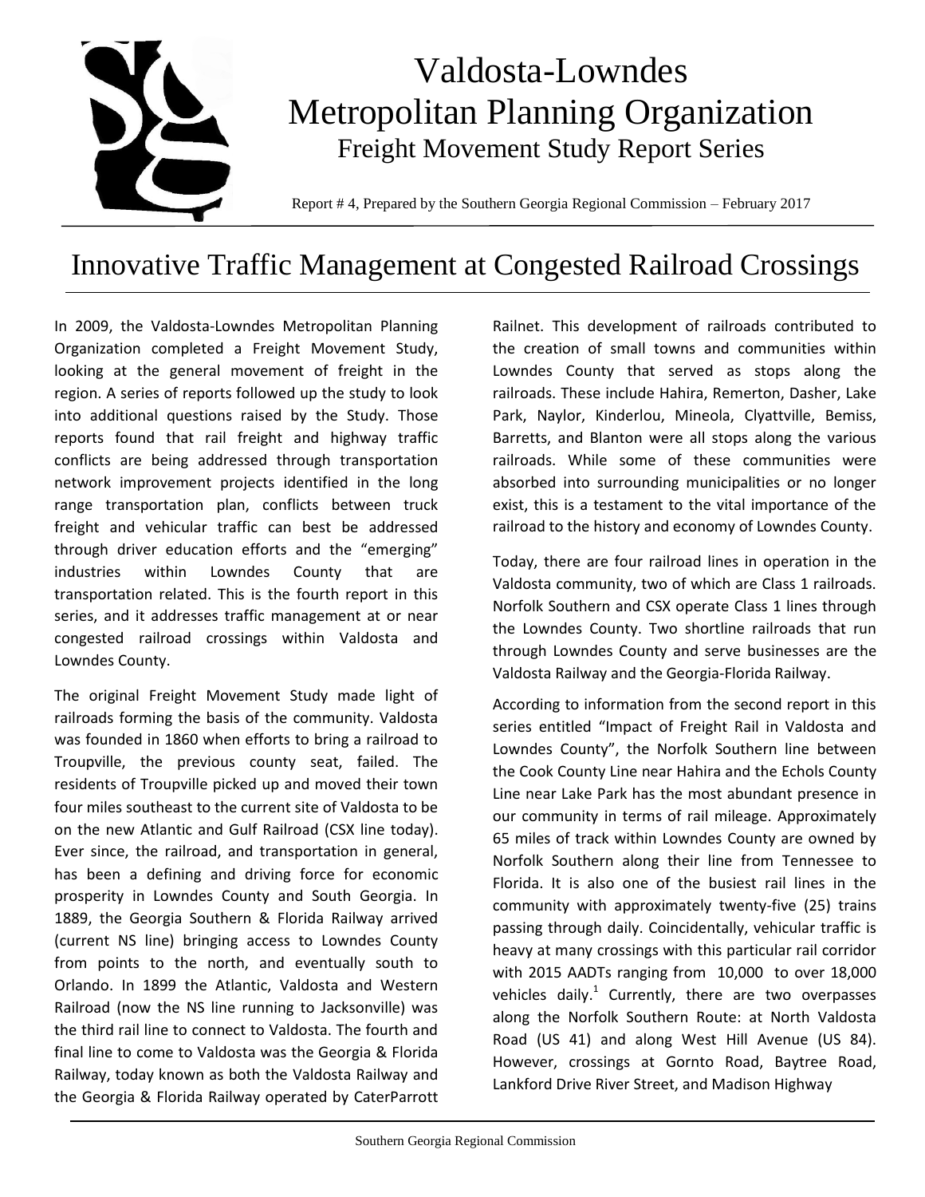# Valdosta-Lowndes Metropolitan Planning Organization

## Freight Movement Study Report Series

Report # 4, Prepared by the Southern Georgia Regional Commission – February 2017

# Innovative Traffic Management at Congested Railroad Crossings

In 2009, the Valdosta-Lowndes Metropolitan Planning Organization completed a Freight Movement Study, looking at the general movement of freight in the region. A series of reports followed up the study to look into additional questions raised by the Study. Those reports found that rail freight and highway traffic conflicts are being addressed through transportation network improvement projects identified in the long range transportation plan, conflicts between truck freight and vehicular traffic can best be addressed through driver education efforts and the "emerging" industries within Lowndes County that are transportation related. This is the fourth report in this series, and it addresses traffic management at or near congested railroad crossings within Valdosta and Lowndes County.

The original Freight Movement Study made light of railroads forming the basis of the community. Valdosta was founded in 1860 when efforts to bring a railroad to Troupville, the previous county seat, failed. The residents of Troupville picked up and moved their town four miles southeast to the current site of Valdosta to be on the new Atlantic and Gulf Railroad (CSX line today). Ever since, the railroad, and transportation in general, has been a defining and driving force for economic prosperity in Lowndes County and South Georgia. In 1889, the Georgia Southern & Florida Railway arrived (current NS line) bringing access to Lowndes County from points to the north, and eventually south to Orlando. In 1899 the Atlantic, Valdosta and Western Railroad (now the NS line running to Jacksonville) was the third rail line to connect to Valdosta. The fourth and final line to come to Valdosta was the Georgia & Florida Railway, today known as both the Valdosta Railway and the Georgia & Florida Railway operated by CaterParrott Railnet. This development of railroads contributed to the creation of small towns and communities within Lowndes County that served as stops along the railroads. These include Hahira, Remerton, Dasher, Lake Park, Naylor, Kinderlou, Mineola, Clyattville, Bemiss, Barretts, and Blanton were all stops along the various railroads. While some of these communities were absorbed into surrounding municipalities or no longer exist, this is a testament to the vital importance of the railroad to the history and economy of Lowndes County.

Today, there are four railroad lines in operation in the Valdosta community, two of which are Class 1 railroads. Norfolk Southern and CSX operate Class 1 lines through the Lowndes County. Two shortline railroads that run through Lowndes County and serve businesses are the Valdosta Railway and the Georgia-Florida Railway.

According to information from the second report in this series entitled "Impact of Freight Rail in Valdosta and Lowndes County", the Norfolk Southern line between the Cook County Line near Hahira and the Echols County Line near Lake Park has the most abundant presence in our community in terms of rail mileage. Approximately 65 miles of track within Lowndes County are owned by Norfolk Southern along their line from Tennessee to Florida. It is also one of the busiest rail lines in the community with approximately twenty-five (25) trains passing through daily. Coincidentally, vehicular traffic is heavy at many crossings with this particular rail corridor with 2015 AADTs ranging from 10,000 to over 18,000 vehicles daily.[1] Currently, there are two overpasses along the Norfolk Southern Route: at North Valdosta Road (US 41) and along West Hill Avenue (US 84). However, crossings at Gornto Road, Baytree Road, Lankford Drive River Street, and Madison Highway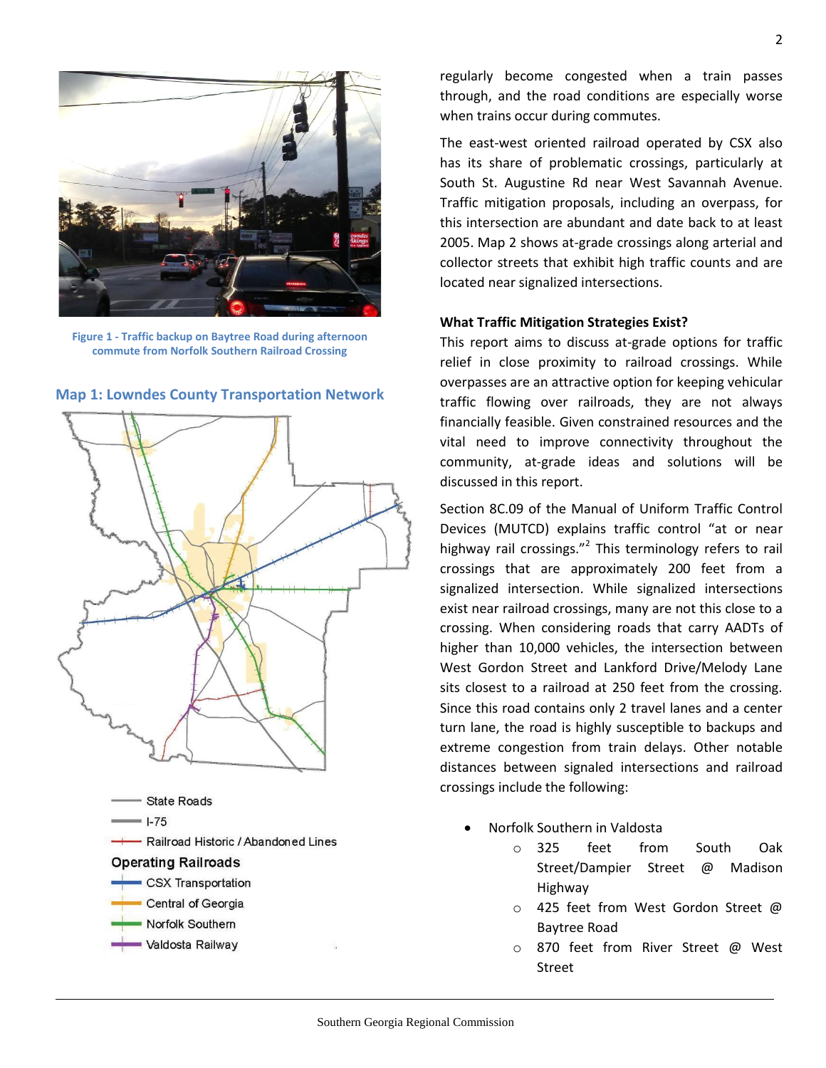Figure 1 - Traffic backup on Baytree Road during afternoon commute from Norfolk Southern Railroad Crossing

### Map 1: Lowndes County Transportation Network

- State Roads
- I-75
- Railroad Historic / Abandoned Lines

**Operating Railroads**

- CSX Transportation
- Central of Georgia
- Norfolk Southern
- Valdosta Railway

regularly become congested when a train passes through, and the road conditions are especially worse when trains occur during commutes.

The east-west oriented railroad operated by CSX also has its share of problematic crossings, particularly at South St. Augustine Rd near West Savannah Avenue. Traffic mitigation proposals, including an overpass, for this intersection are abundant and date back to at least 2005. Map 2 shows at-grade crossings along arterial and collector streets that exhibit high traffic counts and are located near signalized intersections.

**What Traffic Mitigation Strategies Exist?**

This report aims to discuss at-grade options for traffic relief in close proximity to railroad crossings. While overpasses are an attractive option for keeping vehicular traffic flowing over railroads, they are not always financially feasible. Given constrained resources and the vital need to improve connectivity throughout the community, at-grade ideas and solutions will be discussed in this report.

Section 8C.09 of the Manual of Uniform Traffic Control Devices (MUTCD) explains traffic control "at or near highway rail crossings."[2] This terminology refers to rail crossings that are approximately 200 feet from a signalized intersection. While signalized intersections exist near railroad crossings, many are not this close to a crossing. When considering roads that carry AADTs of higher than 10,000 vehicles, the intersection between West Gordon Street and Lankford Drive/Melody Lane sits closest to a railroad at 250 feet from the crossing. Since this road contains only 2 travel lanes and a center turn lane, the road is highly susceptible to backups and extreme congestion from train delays. Other notable distances between signaled intersections and railroad crossings include the following:

- Norfolk Southern in Valdosta
    - 325 feet from South Oak Street/Dampier Street @ Madison Highway
    - 425 feet from West Gordon Street @ Baytree Road
    - 870 feet from River Street @ West Street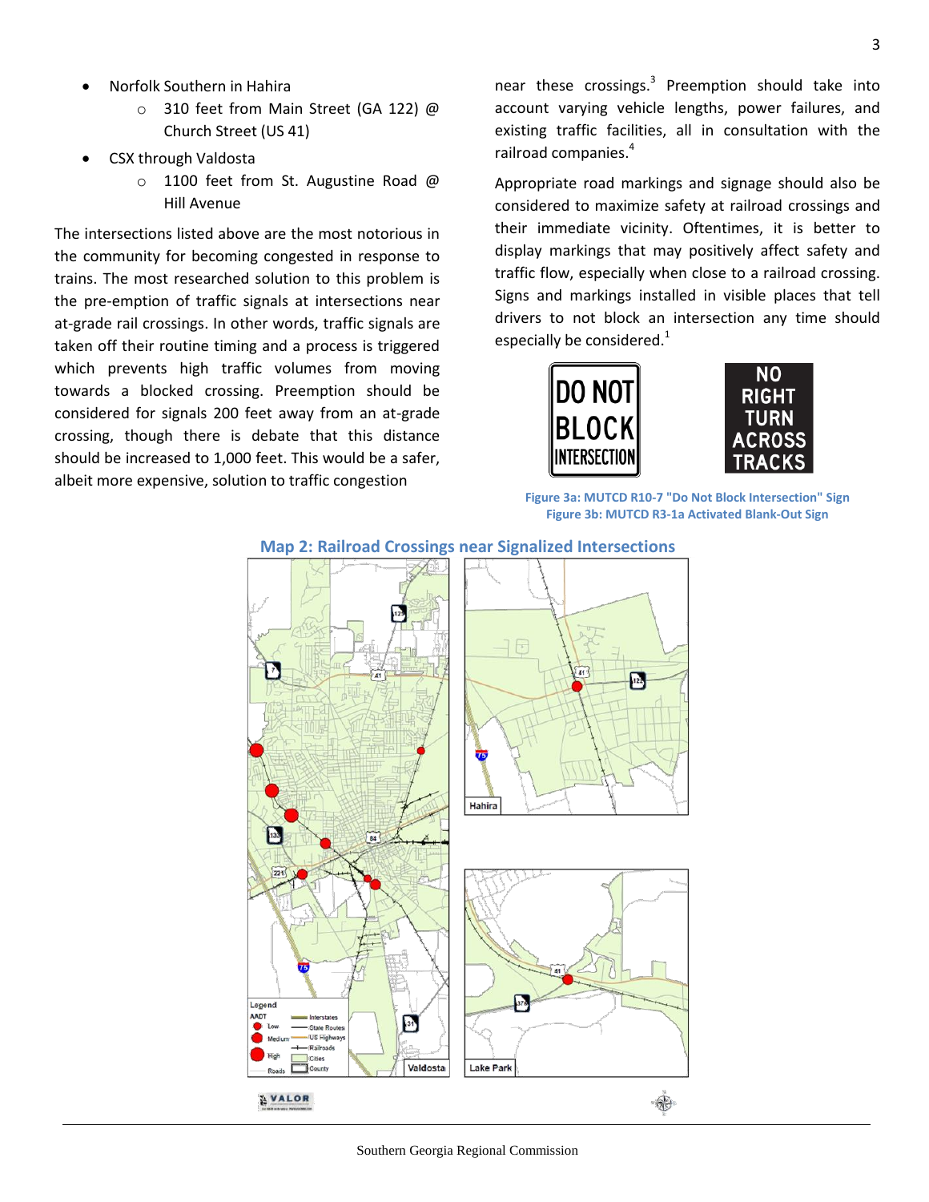- Norfolk Southern in Hahira
  - 310 feet from Main Street (GA 122) @ Church Street (US 41)
- CSX through Valdosta
  - 1100 feet from St. Augustine Road @ Hill Avenue

The intersections listed above are the most notorious in the community for becoming congested in response to trains. The most researched solution to this problem is the pre-emption of traffic signals at intersections near at-grade rail crossings. In other words, traffic signals are taken off their routine timing and a process is triggered which prevents high traffic volumes from moving towards a blocked crossing. Preemption should be considered for signals 200 feet away from an at-grade crossing, though there is debate that this distance should be increased to 1,000 feet. This would be a safer, albeit more expensive, solution to traffic congestion near these crossings.[3] Preemption should take into account varying vehicle lengths, power failures, and existing traffic facilities, all in consultation with the railroad companies.[4]

Appropriate road markings and signage should also be considered to maximize safety at railroad crossings and their immediate vicinity. Oftentimes, it is better to display markings that may positively affect safety and traffic flow, especially when close to a railroad crossing. Signs and markings installed in visible places that tell drivers to not block an intersection any time should especially be considered.[1]

Figure 3a: MUTCD R10-7 "Do Not Block Intersection" Sign
Figure 3b: MUTCD R3-1a Activated Blank-Out Sign

**Map 2: Railroad Crossings near Signalized Intersections**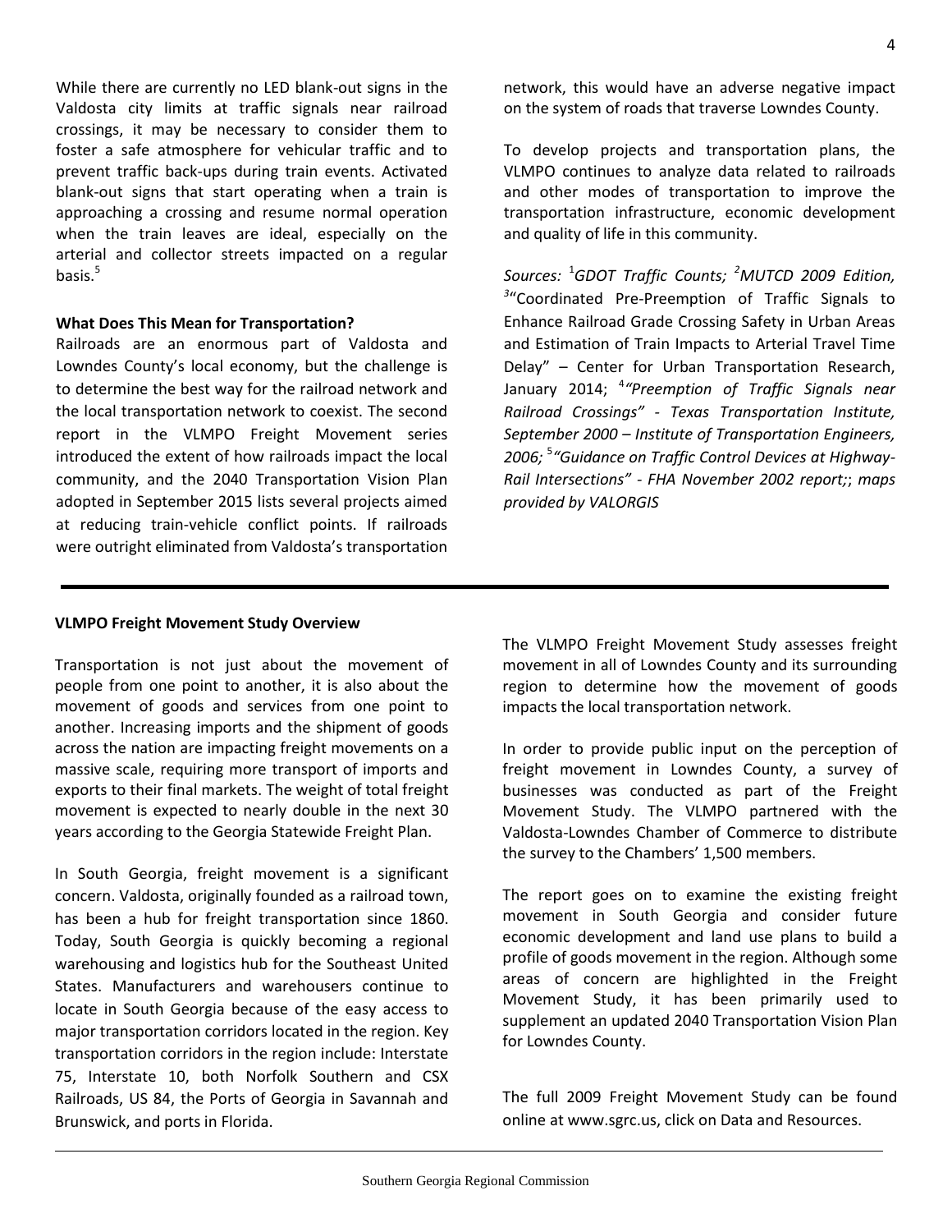While there are currently no LED blank-out signs in the Valdosta city limits at traffic signals near railroad crossings, it may be necessary to consider them to foster a safe atmosphere for vehicular traffic and to prevent traffic back-ups during train events. Activated blank-out signs that start operating when a train is approaching a crossing and resume normal operation when the train leaves are ideal, especially on the arterial and collector streets impacted on a regular basis.[5]

**What Does This Mean for Transportation?**

Railroads are an enormous part of Valdosta and Lowndes County's local economy, but the challenge is to determine the best way for the railroad network and the local transportation network to coexist. The second report in the VLMPO Freight Movement series introduced the extent of how railroads impact the local community, and the 2040 Transportation Vision Plan adopted in September 2015 lists several projects aimed at reducing train-vehicle conflict points. If railroads were outright eliminated from Valdosta's transportation network, this would have an adverse negative impact on the system of roads that traverse Lowndes County.

To develop projects and transportation plans, the VLMPO continues to analyze data related to railroads and other modes of transportation to improve the transportation infrastructure, economic development and quality of life in this community.

*Sources:* [1]*GDOT Traffic Counts;* [2]*MUTCD 2009 Edition,* [3]"Coordinated Pre-Preemption of Traffic Signals to Enhance Railroad Grade Crossing Safety in Urban Areas and Estimation of Train Impacts to Arterial Travel Time Delay" – Center for Urban Transportation Research, January 2014; [4]*"Preemption of Traffic Signals near Railroad Crossings" - Texas Transportation Institute, September 2000 – Institute of Transportation Engineers, 2006;* [5]*"Guidance on Traffic Control Devices at Highway-Rail Intersections" - FHA November 2002 report;*; *maps provided by VALORGIS*

---

**VLMPO Freight Movement Study Overview**

Transportation is not just about the movement of people from one point to another, it is also about the movement of goods and services from one point to another. Increasing imports and the shipment of goods across the nation are impacting freight movements on a massive scale, requiring more transport of imports and exports to their final markets. The weight of total freight movement is expected to nearly double in the next 30 years according to the Georgia Statewide Freight Plan.

In South Georgia, freight movement is a significant concern. Valdosta, originally founded as a railroad town, has been a hub for freight transportation since 1860. Today, South Georgia is quickly becoming a regional warehousing and logistics hub for the Southeast United States. Manufacturers and warehousers continue to locate in South Georgia because of the easy access to major transportation corridors located in the region. Key transportation corridors in the region include: Interstate 75, Interstate 10, both Norfolk Southern and CSX Railroads, US 84, the Ports of Georgia in Savannah and Brunswick, and ports in Florida.

The VLMPO Freight Movement Study assesses freight movement in all of Lowndes County and its surrounding region to determine how the movement of goods impacts the local transportation network.

In order to provide public input on the perception of freight movement in Lowndes County, a survey of businesses was conducted as part of the Freight Movement Study. The VLMPO partnered with the Valdosta-Lowndes Chamber of Commerce to distribute the survey to the Chambers' 1,500 members.

The report goes on to examine the existing freight movement in South Georgia and consider future economic development and land use plans to build a profile of goods movement in the region. Although some areas of concern are highlighted in the Freight Movement Study, it has been primarily used to supplement an updated 2040 Transportation Vision Plan for Lowndes County.

The full 2009 Freight Movement Study can be found online at www.sgrc.us, click on Data and Resources.